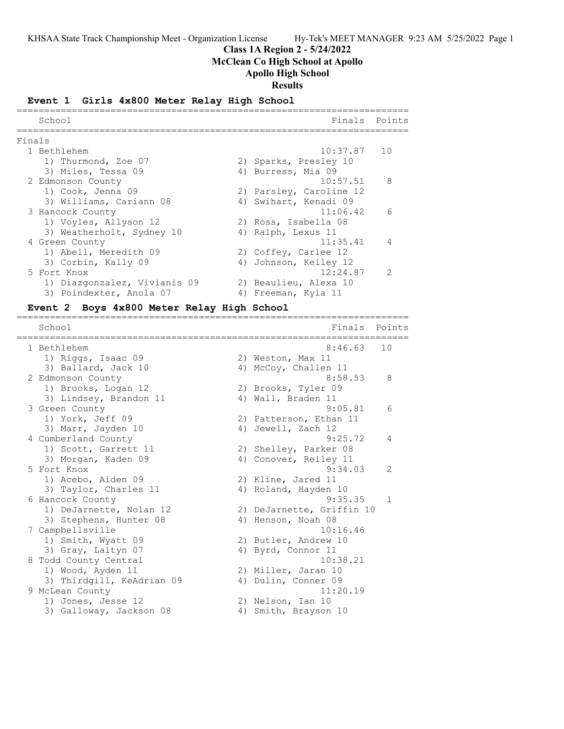# Class 1A Region 2 - 5/24/2022

## McClean Co High School at Apollo

## Apollo High School

## Results

### Event 1 Girls 4x800 Meter Relay High School

| Place | School | Finals | Points |
|---|---|---|---|
| **Finals** | | | |
| 1 | Bethlehem | 10:37.87 | 10 |
| | 1) Thurmond, Zoe 07; 2) Sparks, Presley 10; 3) Miles, Tessa 09; 4) Burress, Mia 09 | | |
| 2 | Edmonson County | 10:57.51 | 8 |
| | 1) Cook, Jenna 09; 2) Parsley, Caroline 12; 3) Williams, Cariann 08; 4) Swihart, Kenadi 09 | | |
| 3 | Hancock County | 11:06.42 | 6 |
| | 1) Voyles, Allyson 12; 2) Ross, Isabella 08; 3) Weatherholt, Sydney 10; 4) Ralph, Lexus 11 | | |
| 4 | Green County | 11:35.41 | 4 |
| | 1) Abell, Meredith 09; 2) Coffey, Carlee 12; 3) Corbin, Kally 09; 4) Johnson, Keiley 12 | | |
| 5 | Fort Knox | 12:24.87 | 2 |
| | 1) Diazgonzalez, Vivianis 09; 2) Beaulieu, Alexa 10; 3) Poindexter, Anola 07; 4) Freeman, Kyla 11 | | |

### Event 2 Boys 4x800 Meter Relay High School

| Place | School | Finals | Points |
|---|---|---|---|
| 1 | Bethlehem | 8:46.63 | 10 |
| | 1) Riggs, Isaac 09; 2) Weston, Max 11; 3) Ballard, Jack 10; 4) McCoy, Challen 11 | | |
| 2 | Edmonson County | 8:58.53 | 8 |
| | 1) Brooks, Logan 12; 2) Brooks, Tyler 09; 3) Lindsey, Brandon 11; 4) Wall, Braden 11 | | |
| 3 | Green County | 9:05.81 | 6 |
| | 1) York, Jeff 09; 2) Patterson, Ethan 11; 3) Marr, Jayden 10; 4) Jewell, Zach 12 | | |
| 4 | Cumberland County | 9:25.72 | 4 |
| | 1) Scott, Garrett 11; 2) Shelley, Parker 08; 3) Morgan, Kaden 09; 4) Conover, Reiley 11 | | |
| 5 | Fort Knox | 9:34.03 | 2 |
| | 1) Acebo, Aiden 09; 2) Kline, Jared 11; 3) Taylor, Charles 11; 4) Roland, Hayden 10 | | |
| 6 | Hancock County | 9:35.35 | 1 |
| | 1) DeJarnette, Nolan 12; 2) DeJarnette, Griffin 10; 3) Stephens, Hunter 08; 4) Henson, Noah 08 | | |
| 7 | Campbellsville | 10:16.46 | |
| | 1) Smith, Wyatt 09; 2) Butler, Andrew 10; 3) Gray, Laityn 07; 4) Byrd, Connor 11 | | |
| 8 | Todd County Central | 10:38.21 | |
| | 1) Wood, Ayden 11; 2) Miller, Jaran 10; 3) Thirdgill, KeAdrian 09; 4) Dulin, Conner 09 | | |
| 9 | McLean County | 11:20.19 | |
| | 1) Jones, Jesse 12; 2) Nelson, Ian 10; 3) Galloway, Jackson 08; 4) Smith, Brayson 10 | | |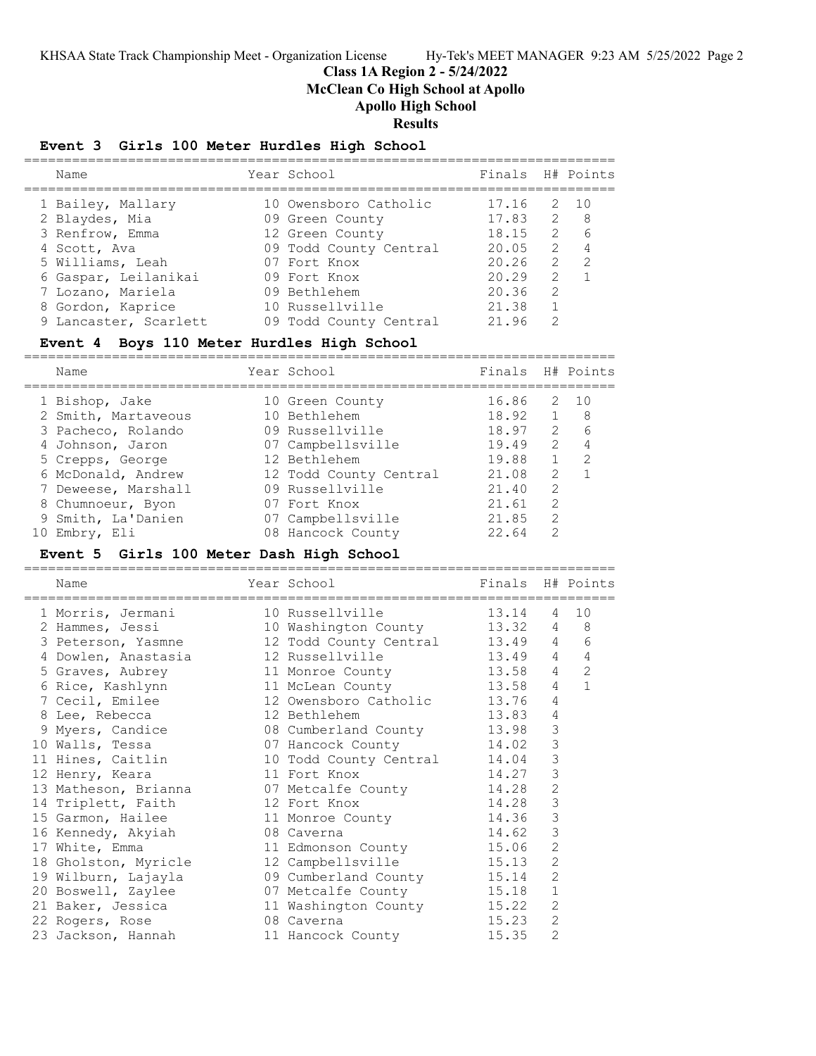# Class 1A Region 2 - 5/24/2022

## McClean Co High School at Apollo

## Apollo High School

## Results

### Event 3 Girls 100 Meter Hurdles High School

| Name | Year | School | Finals | H# | Points |
|---|---|---|---|---|---|
| 1 Bailey, Mallary | 10 | Owensboro Catholic | 17.16 | 2 | 10 |
| 2 Blaydes, Mia | 09 | Green County | 17.83 | 2 | 8 |
| 3 Renfrow, Emma | 12 | Green County | 18.15 | 2 | 6 |
| 4 Scott, Ava | 09 | Todd County Central | 20.05 | 2 | 4 |
| 5 Williams, Leah | 07 | Fort Knox | 20.26 | 2 | 2 |
| 6 Gaspar, Leilanikai | 09 | Fort Knox | 20.29 | 2 | 1 |
| 7 Lozano, Mariela | 09 | Bethlehem | 20.36 | 2 | |
| 8 Gordon, Kaprice | 10 | Russellville | 21.38 | 1 | |
| 9 Lancaster, Scarlett | 09 | Todd County Central | 21.96 | 2 | |

### Event 4 Boys 110 Meter Hurdles High School

| Name | Year | School | Finals | H# | Points |
|---|---|---|---|---|---|
| 1 Bishop, Jake | 10 | Green County | 16.86 | 2 | 10 |
| 2 Smith, Martaveous | 10 | Bethlehem | 18.92 | 1 | 8 |
| 3 Pacheco, Rolando | 09 | Russellville | 18.97 | 2 | 6 |
| 4 Johnson, Jaron | 07 | Campbellsville | 19.49 | 2 | 4 |
| 5 Crepps, George | 12 | Bethlehem | 19.88 | 1 | 2 |
| 6 McDonald, Andrew | 12 | Todd County Central | 21.08 | 2 | 1 |
| 7 Deweese, Marshall | 09 | Russellville | 21.40 | 2 | |
| 8 Chumnoeur, Byon | 07 | Fort Knox | 21.61 | 2 | |
| 9 Smith, La'Danien | 07 | Campbellsville | 21.85 | 2 | |
| 10 Embry, Eli | 08 | Hancock County | 22.64 | 2 | |

### Event 5 Girls 100 Meter Dash High School

| Name | Year | School | Finals | H# | Points |
|---|---|---|---|---|---|
| 1 Morris, Jermani | 10 | Russellville | 13.14 | 4 | 10 |
| 2 Hammes, Jessi | 10 | Washington County | 13.32 | 4 | 8 |
| 3 Peterson, Yasmne | 12 | Todd County Central | 13.49 | 4 | 6 |
| 4 Dowlen, Anastasia | 12 | Russellville | 13.49 | 4 | 4 |
| 5 Graves, Aubrey | 11 | Monroe County | 13.58 | 4 | 2 |
| 6 Rice, Kashlynn | 11 | McLean County | 13.58 | 4 | 1 |
| 7 Cecil, Emilee | 12 | Owensboro Catholic | 13.76 | 4 | |
| 8 Lee, Rebecca | 12 | Bethlehem | 13.83 | 4 | |
| 9 Myers, Candice | 08 | Cumberland County | 13.98 | 3 | |
| 10 Walls, Tessa | 07 | Hancock County | 14.02 | 3 | |
| 11 Hines, Caitlin | 10 | Todd County Central | 14.04 | 3 | |
| 12 Henry, Keara | 11 | Fort Knox | 14.27 | 3 | |
| 13 Matheson, Brianna | 07 | Metcalfe County | 14.28 | 2 | |
| 14 Triplett, Faith | 12 | Fort Knox | 14.28 | 3 | |
| 15 Garmon, Hailee | 11 | Monroe County | 14.36 | 3 | |
| 16 Kennedy, Akyiah | 08 | Caverna | 14.62 | 3 | |
| 17 White, Emma | 11 | Edmonson County | 15.06 | 2 | |
| 18 Gholston, Myricle | 12 | Campbellsville | 15.13 | 2 | |
| 19 Wilburn, Lajayla | 09 | Cumberland County | 15.14 | 2 | |
| 20 Boswell, Zaylee | 07 | Metcalfe County | 15.18 | 1 | |
| 21 Baker, Jessica | 11 | Washington County | 15.22 | 2 | |
| 22 Rogers, Rose | 08 | Caverna | 15.23 | 2 | |
| 23 Jackson, Hannah | 11 | Hancock County | 15.35 | 2 | |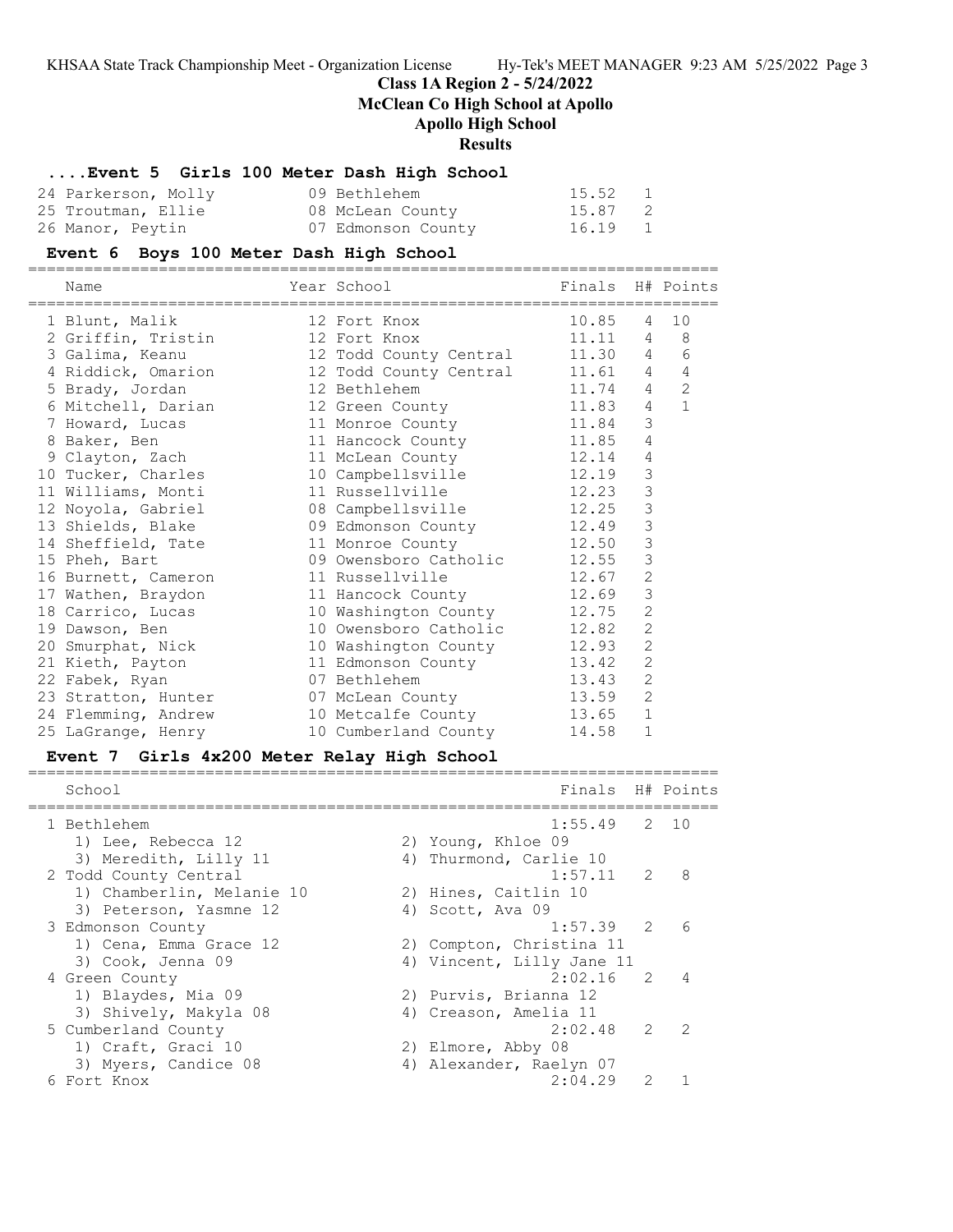## Class 1A Region 2 - 5/24/2022
## McClean Co High School at Apollo
## Apollo High School
## Results

### ....Event 5 Girls 100 Meter Dash High School

| | Name | Year | School | Finals | H# | Points |
|---|---|---|---|---|---|---|
| 24 | Parkerson, Molly | 09 | Bethlehem | 15.52 | 1 | |
| 25 | Troutman, Ellie | 08 | McLean County | 15.87 | 2 | |
| 26 | Manor, Peytin | 07 | Edmonson County | 16.19 | 1 | |

### Event 6 Boys 100 Meter Dash High School

| | Name | Year | School | Finals | H# | Points |
|---|---|---|---|---|---|---|
| 1 | Blunt, Malik | 12 | Fort Knox | 10.85 | 4 | 10 |
| 2 | Griffin, Tristin | 12 | Fort Knox | 11.11 | 4 | 8 |
| 3 | Galima, Keanu | 12 | Todd County Central | 11.30 | 4 | 6 |
| 4 | Riddick, Omarion | 12 | Todd County Central | 11.61 | 4 | 4 |
| 5 | Brady, Jordan | 12 | Bethlehem | 11.74 | 4 | 2 |
| 6 | Mitchell, Darian | 12 | Green County | 11.83 | 4 | 1 |
| 7 | Howard, Lucas | 11 | Monroe County | 11.84 | 3 | |
| 8 | Baker, Ben | 11 | Hancock County | 11.85 | 4 | |
| 9 | Clayton, Zach | 11 | McLean County | 12.14 | 4 | |
| 10 | Tucker, Charles | 10 | Campbellsville | 12.19 | 3 | |
| 11 | Williams, Monti | 11 | Russellville | 12.23 | 3 | |
| 12 | Noyola, Gabriel | 08 | Campbellsville | 12.25 | 3 | |
| 13 | Shields, Blake | 09 | Edmonson County | 12.49 | 3 | |
| 14 | Sheffield, Tate | 11 | Monroe County | 12.50 | 3 | |
| 15 | Pheh, Bart | 09 | Owensboro Catholic | 12.55 | 3 | |
| 16 | Burnett, Cameron | 11 | Russellville | 12.67 | 2 | |
| 17 | Wathen, Braydon | 11 | Hancock County | 12.69 | 3 | |
| 18 | Carrico, Lucas | 10 | Washington County | 12.75 | 2 | |
| 19 | Dawson, Ben | 10 | Owensboro Catholic | 12.82 | 2 | |
| 20 | Smurphat, Nick | 10 | Washington County | 12.93 | 2 | |
| 21 | Kieth, Payton | 11 | Edmonson County | 13.42 | 2 | |
| 22 | Fabek, Ryan | 07 | Bethlehem | 13.43 | 2 | |
| 23 | Stratton, Hunter | 07 | McLean County | 13.59 | 2 | |
| 24 | Flemming, Andrew | 10 | Metcalfe County | 13.65 | 1 | |
| 25 | LaGrange, Henry | 10 | Cumberland County | 14.58 | 1 | |

### Event 7 Girls 4x200 Meter Relay High School

| | School | Finals | H# | Points |
|---|---|---|---|---|
| 1 | Bethlehem | 1:55.49 | 2 | 10 |
| | 1) Lee, Rebecca 12; 2) Young, Khloe 09; 3) Meredith, Lilly 11; 4) Thurmond, Carlie 10 | | | |
| 2 | Todd County Central | 1:57.11 | 2 | 8 |
| | 1) Chamberlin, Melanie 10; 2) Hines, Caitlin 10; 3) Peterson, Yasmne 12; 4) Scott, Ava 09 | | | |
| 3 | Edmonson County | 1:57.39 | 2 | 6 |
| | 1) Cena, Emma Grace 12; 2) Compton, Christina 11; 3) Cook, Jenna 09; 4) Vincent, Lilly Jane 11 | | | |
| 4 | Green County | 2:02.16 | 2 | 4 |
| | 1) Blaydes, Mia 09; 2) Purvis, Brianna 12; 3) Shively, Makyla 08; 4) Creason, Amelia 11 | | | |
| 5 | Cumberland County | 2:02.48 | 2 | 2 |
| | 1) Craft, Graci 10; 2) Elmore, Abby 08; 3) Myers, Candice 08; 4) Alexander, Raelyn 07 | | | |
| 6 | Fort Knox | 2:04.29 | 2 | 1 |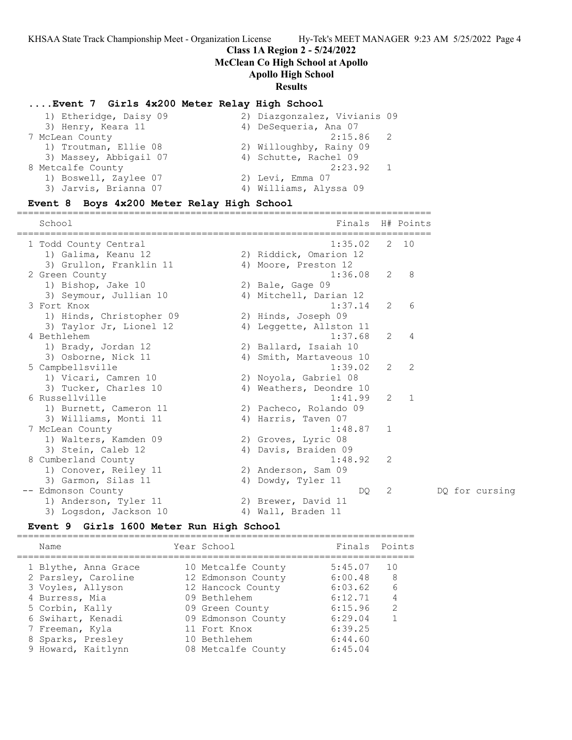**Class 1A Region 2 - 5/24/2022**
**McClean Co High School at Apollo**
**Apollo High School**
**Results**

## ....Event 7 Girls 4x200 Meter Relay High School

| School | Finals | H# | Points |
|---|---|---|---|
| 1) Etheridge, Daisy 09; 2) Diazgonzalez, Vivianis 09; 3) Henry, Keara 11; 4) DeSequeria, Ana 07 | | | |
| 7 McLean County | 2:15.86 | 2 | |
| 1) Troutman, Ellie 08; 2) Willoughby, Rainy 09; 3) Massey, Abbigail 07; 4) Schutte, Rachel 09 | | | |
| 8 Metcalfe County | 2:23.92 | 1 | |
| 1) Boswell, Zaylee 07; 2) Levi, Emma 07; 3) Jarvis, Brianna 07; 4) Williams, Alyssa 09 | | | |

## Event 8 Boys 4x200 Meter Relay High School

| School | Finals | H# | Points | |
|---|---|---|---|---|
| 1 Todd County Central | 1:35.02 | 2 | 10 | |
| 1) Galima, Keanu 12; 2) Riddick, Omarion 12; 3) Grullon, Franklin 11; 4) Moore, Preston 12 | | | | |
| 2 Green County | 1:36.08 | 2 | 8 | |
| 1) Bishop, Jake 10; 2) Bale, Gage 09; 3) Seymour, Jullian 10; 4) Mitchell, Darian 12 | | | | |
| 3 Fort Knox | 1:37.14 | 2 | 6 | |
| 1) Hinds, Christopher 09; 2) Hinds, Joseph 09; 3) Taylor Jr, Lionel 12; 4) Leggette, Allston 11 | | | | |
| 4 Bethlehem | 1:37.68 | 2 | 4 | |
| 1) Brady, Jordan 12; 2) Ballard, Isaiah 10; 3) Osborne, Nick 11; 4) Smith, Martaveous 10 | | | | |
| 5 Campbellsville | 1:39.02 | 2 | 2 | |
| 1) Vicari, Camren 10; 2) Noyola, Gabriel 08; 3) Tucker, Charles 10; 4) Weathers, Deondre 10 | | | | |
| 6 Russellville | 1:41.99 | 2 | 1 | |
| 1) Burnett, Cameron 11; 2) Pacheco, Rolando 09; 3) Williams, Monti 11; 4) Harris, Taven 07 | | | | |
| 7 McLean County | 1:48.87 | 1 | | |
| 1) Walters, Kamden 09; 2) Groves, Lyric 08; 3) Stein, Caleb 12; 4) Davis, Braiden 09 | | | | |
| 8 Cumberland County | 1:48.92 | 2 | | |
| 1) Conover, Reiley 11; 2) Anderson, Sam 09; 3) Garmon, Silas 11; 4) Dowdy, Tyler 11 | | | | |
| -- Edmonson County | DQ | 2 | | DQ for cursing |
| 1) Anderson, Tyler 11; 2) Brewer, David 11; 3) Logsdon, Jackson 10; 4) Wall, Braden 11 | | | | |

## Event 9 Girls 1600 Meter Run High School

| Name | Year | School | Finals | Points |
|---|---|---|---|---|
| 1 Blythe, Anna Grace | 10 | Metcalfe County | 5:45.07 | 10 |
| 2 Parsley, Caroline | 12 | Edmonson County | 6:00.48 | 8 |
| 3 Voyles, Allyson | 12 | Hancock County | 6:03.62 | 6 |
| 4 Burress, Mia | 09 | Bethlehem | 6:12.71 | 4 |
| 5 Corbin, Kally | 09 | Green County | 6:15.96 | 2 |
| 6 Swihart, Kenadi | 09 | Edmonson County | 6:29.04 | 1 |
| 7 Freeman, Kyla | 11 | Fort Knox | 6:39.25 | |
| 8 Sparks, Presley | 10 | Bethlehem | 6:44.60 | |
| 9 Howard, Kaitlynn | 08 | Metcalfe County | 6:45.04 | |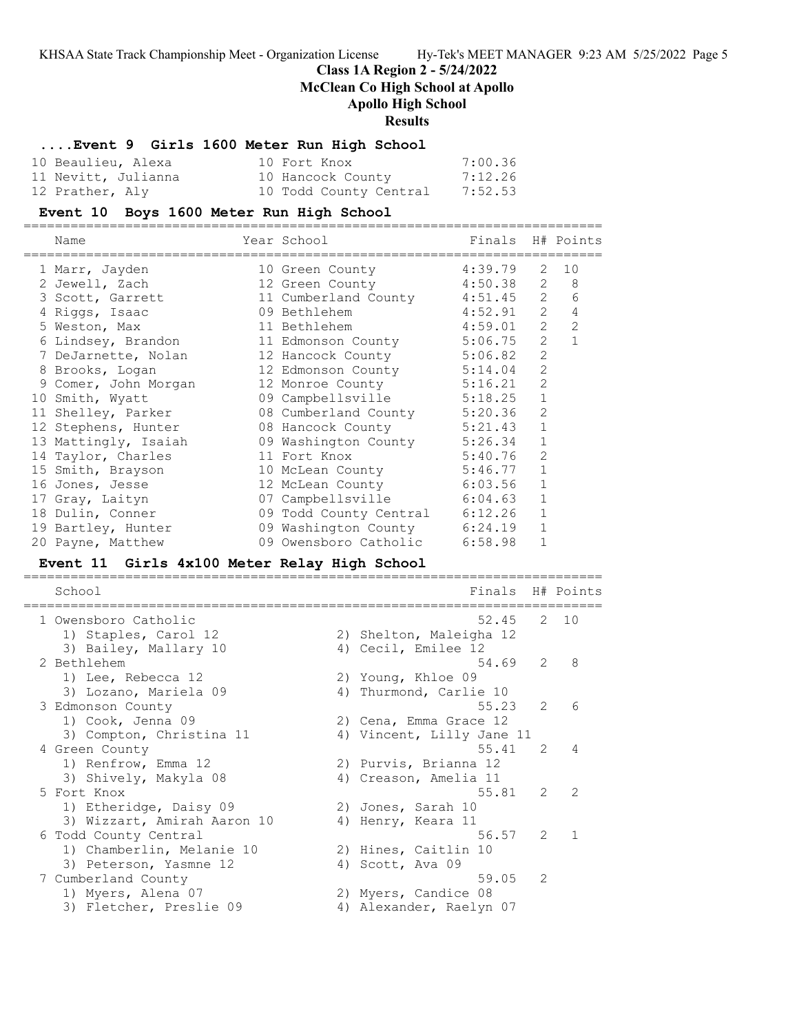# Class 1A Region 2 - 5/24/2022
## McClean Co High School at Apollo
## Apollo High School
## Results

### ....Event 9 Girls 1600 Meter Run High School

| Name | Year | School | Finals |
|---|---|---|---|
| 10 Beaulieu, Alexa | 10 | Fort Knox | 7:00.36 |
| 11 Nevitt, Julianna | 10 | Hancock County | 7:12.26 |
| 12 Prather, Aly | 10 | Todd County Central | 7:52.53 |

### Event 10 Boys 1600 Meter Run High School

| Name | Year | School | Finals | H# | Points |
|---|---|---|---|---|---|
| 1 Marr, Jayden | 10 | Green County | 4:39.79 | 2 | 10 |
| 2 Jewell, Zach | 12 | Green County | 4:50.38 | 2 | 8 |
| 3 Scott, Garrett | 11 | Cumberland County | 4:51.45 | 2 | 6 |
| 4 Riggs, Isaac | 09 | Bethlehem | 4:52.91 | 2 | 4 |
| 5 Weston, Max | 11 | Bethlehem | 4:59.01 | 2 | 2 |
| 6 Lindsey, Brandon | 11 | Edmonson County | 5:06.75 | 2 | 1 |
| 7 DeJarnette, Nolan | 12 | Hancock County | 5:06.82 | 2 | |
| 8 Brooks, Logan | 12 | Edmonson County | 5:14.04 | 2 | |
| 9 Comer, John Morgan | 12 | Monroe County | 5:16.21 | 2 | |
| 10 Smith, Wyatt | 09 | Campbellsville | 5:18.25 | 1 | |
| 11 Shelley, Parker | 08 | Cumberland County | 5:20.36 | 2 | |
| 12 Stephens, Hunter | 08 | Hancock County | 5:21.43 | 1 | |
| 13 Mattingly, Isaiah | 09 | Washington County | 5:26.34 | 1 | |
| 14 Taylor, Charles | 11 | Fort Knox | 5:40.76 | 2 | |
| 15 Smith, Brayson | 10 | McLean County | 5:46.77 | 1 | |
| 16 Jones, Jesse | 12 | McLean County | 6:03.56 | 1 | |
| 17 Gray, Laityn | 07 | Campbellsville | 6:04.63 | 1 | |
| 18 Dulin, Conner | 09 | Todd County Central | 6:12.26 | 1 | |
| 19 Bartley, Hunter | 09 | Washington County | 6:24.19 | 1 | |
| 20 Payne, Matthew | 09 | Owensboro Catholic | 6:58.98 | 1 | |

### Event 11 Girls 4x100 Meter Relay High School

| School | Finals | H# | Points |
|---|---|---|---|
| 1 Owensboro Catholic | 52.45 | 2 | 10 |
| 1) Staples, Carol 12; 2) Shelton, Maleigha 12; 3) Bailey, Mallary 10; 4) Cecil, Emilee 12 | | | |
| 2 Bethlehem | 54.69 | 2 | 8 |
| 1) Lee, Rebecca 12; 2) Young, Khloe 09; 3) Lozano, Mariela 09; 4) Thurmond, Carlie 10 | | | |
| 3 Edmonson County | 55.23 | 2 | 6 |
| 1) Cook, Jenna 09; 2) Cena, Emma Grace 12; 3) Compton, Christina 11; 4) Vincent, Lilly Jane 11 | | | |
| 4 Green County | 55.41 | 2 | 4 |
| 1) Renfrow, Emma 12; 2) Purvis, Brianna 12; 3) Shively, Makyla 08; 4) Creason, Amelia 11 | | | |
| 5 Fort Knox | 55.81 | 2 | 2 |
| 1) Etheridge, Daisy 09; 2) Jones, Sarah 10; 3) Wizzart, Amirah Aaron 10; 4) Henry, Keara 11 | | | |
| 6 Todd County Central | 56.57 | 2 | 1 |
| 1) Chamberlin, Melanie 10; 2) Hines, Caitlin 10; 3) Peterson, Yasmne 12; 4) Scott, Ava 09 | | | |
| 7 Cumberland County | 59.05 | 2 | |
| 1) Myers, Alena 07; 2) Myers, Candice 08; 3) Fletcher, Preslie 09; 4) Alexander, Raelyn 07 | | | |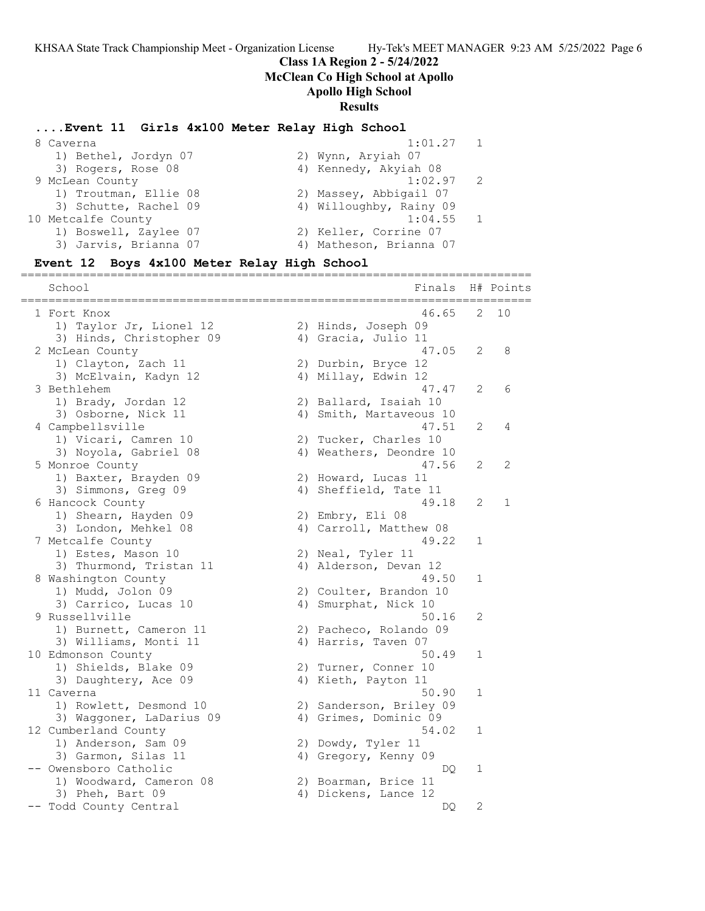## Class 1A Region 2 - 5/24/2022
## McClean Co High School at Apollo
## Apollo High School
## Results

### ....Event 11 Girls 4x100 Meter Relay High School

| Place | School | Finals | H# | Points |
|---|---|---|---|---|
| 8 | Caverna | 1:01.27 | 1 | |
| | 1) Bethel, Jordyn 07; 2) Wynn, Aryiah 07; 3) Rogers, Rose 08; 4) Kennedy, Akyiah 08 | | | |
| 9 | McLean County | 1:02.97 | 2 | |
| | 1) Troutman, Ellie 08; 2) Massey, Abbigail 07; 3) Schutte, Rachel 09; 4) Willoughby, Rainy 09 | | | |
| 10 | Metcalfe County | 1:04.55 | 1 | |
| | 1) Boswell, Zaylee 07; 2) Keller, Corrine 07; 3) Jarvis, Brianna 07; 4) Matheson, Brianna 07 | | | |

### Event 12 Boys 4x100 Meter Relay High School

| Place | School | Finals | H# | Points |
|---|---|---|---|---|
| 1 | Fort Knox | 46.65 | 2 | 10 |
| | 1) Taylor Jr, Lionel 12; 2) Hinds, Joseph 09; 3) Hinds, Christopher 09; 4) Gracia, Julio 11 | | | |
| 2 | McLean County | 47.05 | 2 | 8 |
| | 1) Clayton, Zach 11; 2) Durbin, Bryce 12; 3) McElvain, Kadyn 12; 4) Millay, Edwin 12 | | | |
| 3 | Bethlehem | 47.47 | 2 | 6 |
| | 1) Brady, Jordan 12; 2) Ballard, Isaiah 10; 3) Osborne, Nick 11; 4) Smith, Martaveous 10 | | | |
| 4 | Campbellsville | 47.51 | 2 | 4 |
| | 1) Vicari, Camren 10; 2) Tucker, Charles 10; 3) Noyola, Gabriel 08; 4) Weathers, Deondre 10 | | | |
| 5 | Monroe County | 47.56 | 2 | 2 |
| | 1) Baxter, Brayden 09; 2) Howard, Lucas 11; 3) Simmons, Greg 09; 4) Sheffield, Tate 11 | | | |
| 6 | Hancock County | 49.18 | 2 | 1 |
| | 1) Shearn, Hayden 09; 2) Embry, Eli 08; 3) London, Mehkel 08; 4) Carroll, Matthew 08 | | | |
| 7 | Metcalfe County | 49.22 | 1 | |
| | 1) Estes, Mason 10; 2) Neal, Tyler 11; 3) Thurmond, Tristan 11; 4) Alderson, Devan 12 | | | |
| 8 | Washington County | 49.50 | 1 | |
| | 1) Mudd, Jolon 09; 2) Coulter, Brandon 10; 3) Carrico, Lucas 10; 4) Smurphat, Nick 10 | | | |
| 9 | Russellville | 50.16 | 2 | |
| | 1) Burnett, Cameron 11; 2) Pacheco, Rolando 09; 3) Williams, Monti 11; 4) Harris, Taven 07 | | | |
| 10 | Edmonson County | 50.49 | 1 | |
| | 1) Shields, Blake 09; 2) Turner, Conner 10; 3) Daughtery, Ace 09; 4) Kieth, Payton 11 | | | |
| 11 | Caverna | 50.90 | 1 | |
| | 1) Rowlett, Desmond 10; 2) Sanderson, Briley 09; 3) Waggoner, LaDarius 09; 4) Grimes, Dominic 09 | | | |
| 12 | Cumberland County | 54.02 | 1 | |
| | 1) Anderson, Sam 09; 2) Dowdy, Tyler 11; 3) Garmon, Silas 11; 4) Gregory, Kenny 09 | | | |
| -- | Owensboro Catholic | DQ | 1 | |
| | 1) Woodward, Cameron 08; 2) Boarman, Brice 11; 3) Pheh, Bart 09; 4) Dickens, Lance 12 | | | |
| -- | Todd County Central | DQ | 2 | |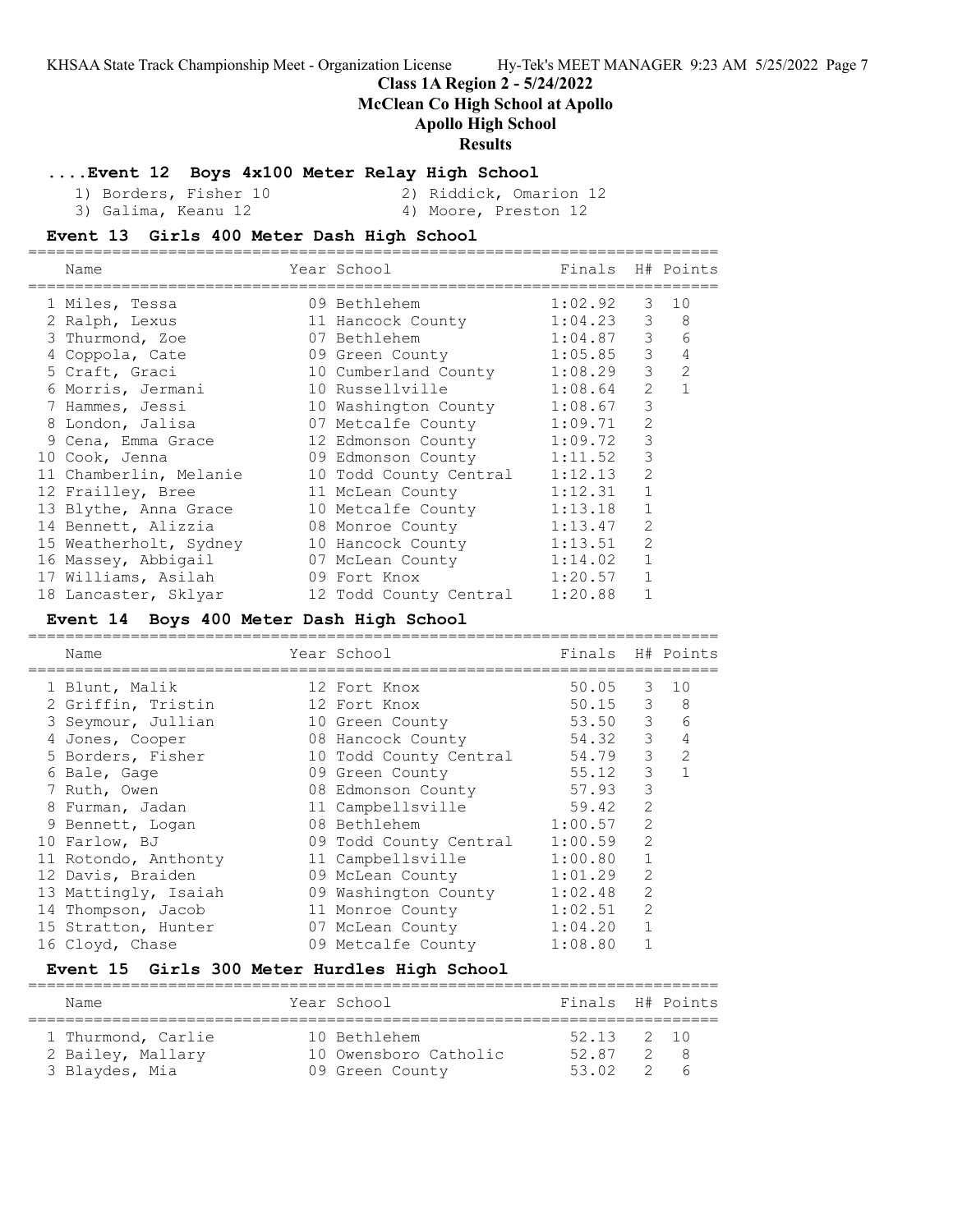## Class 1A Region 2 - 5/24/2022
## McClean Co High School at Apollo
## Apollo High School
## Results

### ....Event 12 Boys 4x100 Meter Relay High School

1) Borders, Fisher 10
2) Riddick, Omarion 12
3) Galima, Keanu 12
4) Moore, Preston 12

### Event 13 Girls 400 Meter Dash High School

| | Name | Year | School | Finals | H# | Points |
|---|---|---|---|---|---|---|
| 1 | Miles, Tessa | 09 | Bethlehem | 1:02.92 | 3 | 10 |
| 2 | Ralph, Lexus | 11 | Hancock County | 1:04.23 | 3 | 8 |
| 3 | Thurmond, Zoe | 07 | Bethlehem | 1:04.87 | 3 | 6 |
| 4 | Coppola, Cate | 09 | Green County | 1:05.85 | 3 | 4 |
| 5 | Craft, Graci | 10 | Cumberland County | 1:08.29 | 3 | 2 |
| 6 | Morris, Jermani | 10 | Russellville | 1:08.64 | 2 | 1 |
| 7 | Hammes, Jessi | 10 | Washington County | 1:08.67 | 3 | |
| 8 | London, Jalisa | 07 | Metcalfe County | 1:09.71 | 2 | |
| 9 | Cena, Emma Grace | 12 | Edmonson County | 1:09.72 | 3 | |
| 10 | Cook, Jenna | 09 | Edmonson County | 1:11.52 | 3 | |
| 11 | Chamberlin, Melanie | 10 | Todd County Central | 1:12.13 | 2 | |
| 12 | Frailley, Bree | 11 | McLean County | 1:12.31 | 1 | |
| 13 | Blythe, Anna Grace | 10 | Metcalfe County | 1:13.18 | 1 | |
| 14 | Bennett, Alizzia | 08 | Monroe County | 1:13.47 | 2 | |
| 15 | Weatherholt, Sydney | 10 | Hancock County | 1:13.51 | 2 | |
| 16 | Massey, Abbigail | 07 | McLean County | 1:14.02 | 1 | |
| 17 | Williams, Asilah | 09 | Fort Knox | 1:20.57 | 1 | |
| 18 | Lancaster, Sklyar | 12 | Todd County Central | 1:20.88 | 1 | |

### Event 14 Boys 400 Meter Dash High School

| | Name | Year | School | Finals | H# | Points |
|---|---|---|---|---|---|---|
| 1 | Blunt, Malik | 12 | Fort Knox | 50.05 | 3 | 10 |
| 2 | Griffin, Tristin | 12 | Fort Knox | 50.15 | 3 | 8 |
| 3 | Seymour, Jullian | 10 | Green County | 53.50 | 3 | 6 |
| 4 | Jones, Cooper | 08 | Hancock County | 54.32 | 3 | 4 |
| 5 | Borders, Fisher | 10 | Todd County Central | 54.79 | 3 | 2 |
| 6 | Bale, Gage | 09 | Green County | 55.12 | 3 | 1 |
| 7 | Ruth, Owen | 08 | Edmonson County | 57.93 | 3 | |
| 8 | Furman, Jadan | 11 | Campbellsville | 59.42 | 2 | |
| 9 | Bennett, Logan | 08 | Bethlehem | 1:00.57 | 2 | |
| 10 | Farlow, BJ | 09 | Todd County Central | 1:00.59 | 2 | |
| 11 | Rotondo, Anthonty | 11 | Campbellsville | 1:00.80 | 1 | |
| 12 | Davis, Braiden | 09 | McLean County | 1:01.29 | 2 | |
| 13 | Mattingly, Isaiah | 09 | Washington County | 1:02.48 | 2 | |
| 14 | Thompson, Jacob | 11 | Monroe County | 1:02.51 | 2 | |
| 15 | Stratton, Hunter | 07 | McLean County | 1:04.20 | 1 | |
| 16 | Cloyd, Chase | 09 | Metcalfe County | 1:08.80 | 1 | |

### Event 15 Girls 300 Meter Hurdles High School

| | Name | Year | School | Finals | H# | Points |
|---|---|---|---|---|---|---|
| 1 | Thurmond, Carlie | 10 | Bethlehem | 52.13 | 2 | 10 |
| 2 | Bailey, Mallary | 10 | Owensboro Catholic | 52.87 | 2 | 8 |
| 3 | Blaydes, Mia | 09 | Green County | 53.02 | 2 | 6 |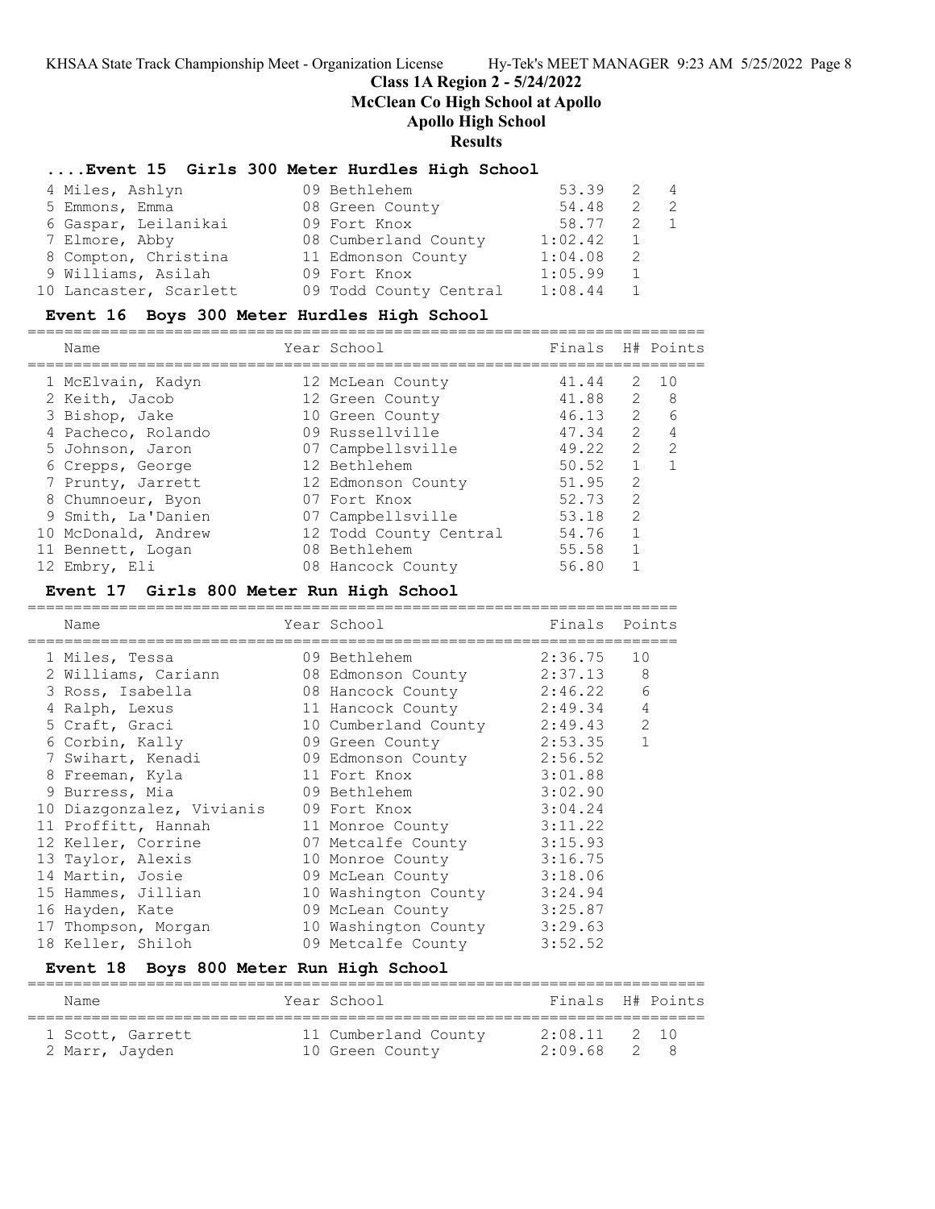## Class 1A Region 2 - 5/24/2022
## McClean Co High School at Apollo
## Apollo High School
## Results

### ....Event 15 Girls 300 Meter Hurdles High School

| Name | Year | School | Finals | H# | Points |
|---|---|---|---|---|---|
| 4 Miles, Ashlyn | 09 | Bethlehem | 53.39 | 2 | 4 |
| 5 Emmons, Emma | 08 | Green County | 54.48 | 2 | 2 |
| 6 Gaspar, Leilanikai | 09 | Fort Knox | 58.77 | 2 | 1 |
| 7 Elmore, Abby | 08 | Cumberland County | 1:02.42 | 1 | |
| 8 Compton, Christina | 11 | Edmonson County | 1:04.08 | 2 | |
| 9 Williams, Asilah | 09 | Fort Knox | 1:05.99 | 1 | |
| 10 Lancaster, Scarlett | 09 | Todd County Central | 1:08.44 | 1 | |

### Event 16 Boys 300 Meter Hurdles High School

| Name | Year | School | Finals | H# | Points |
|---|---|---|---|---|---|
| 1 McElvain, Kadyn | 12 | McLean County | 41.44 | 2 | 10 |
| 2 Keith, Jacob | 12 | Green County | 41.88 | 2 | 8 |
| 3 Bishop, Jake | 10 | Green County | 46.13 | 2 | 6 |
| 4 Pacheco, Rolando | 09 | Russellville | 47.34 | 2 | 4 |
| 5 Johnson, Jaron | 07 | Campbellsville | 49.22 | 2 | 2 |
| 6 Crepps, George | 12 | Bethlehem | 50.52 | 1 | 1 |
| 7 Prunty, Jarrett | 12 | Edmonson County | 51.95 | 2 | |
| 8 Chumnoeur, Byon | 07 | Fort Knox | 52.73 | 2 | |
| 9 Smith, La'Danien | 07 | Campbellsville | 53.18 | 2 | |
| 10 McDonald, Andrew | 12 | Todd County Central | 54.76 | 1 | |
| 11 Bennett, Logan | 08 | Bethlehem | 55.58 | 1 | |
| 12 Embry, Eli | 08 | Hancock County | 56.80 | 1 | |

### Event 17 Girls 800 Meter Run High School

| Name | Year | School | Finals | Points |
|---|---|---|---|---|
| 1 Miles, Tessa | 09 | Bethlehem | 2:36.75 | 10 |
| 2 Williams, Cariann | 08 | Edmonson County | 2:37.13 | 8 |
| 3 Ross, Isabella | 08 | Hancock County | 2:46.22 | 6 |
| 4 Ralph, Lexus | 11 | Hancock County | 2:49.34 | 4 |
| 5 Craft, Graci | 10 | Cumberland County | 2:49.43 | 2 |
| 6 Corbin, Kally | 09 | Green County | 2:53.35 | 1 |
| 7 Swihart, Kenadi | 09 | Edmonson County | 2:56.52 | |
| 8 Freeman, Kyla | 11 | Fort Knox | 3:01.88 | |
| 9 Burress, Mia | 09 | Bethlehem | 3:02.90 | |
| 10 Diazgonzalez, Vivianis | 09 | Fort Knox | 3:04.24 | |
| 11 Proffitt, Hannah | 11 | Monroe County | 3:11.22 | |
| 12 Keller, Corrine | 07 | Metcalfe County | 3:15.93 | |
| 13 Taylor, Alexis | 10 | Monroe County | 3:16.75 | |
| 14 Martin, Josie | 09 | McLean County | 3:18.06 | |
| 15 Hammes, Jillian | 10 | Washington County | 3:24.94 | |
| 16 Hayden, Kate | 09 | McLean County | 3:25.87 | |
| 17 Thompson, Morgan | 10 | Washington County | 3:29.63 | |
| 18 Keller, Shiloh | 09 | Metcalfe County | 3:52.52 | |

### Event 18 Boys 800 Meter Run High School

| Name | Year | School | Finals | H# | Points |
|---|---|---|---|---|---|
| 1 Scott, Garrett | 11 | Cumberland County | 2:08.11 | 2 | 10 |
| 2 Marr, Jayden | 10 | Green County | 2:09.68 | 2 | 8 |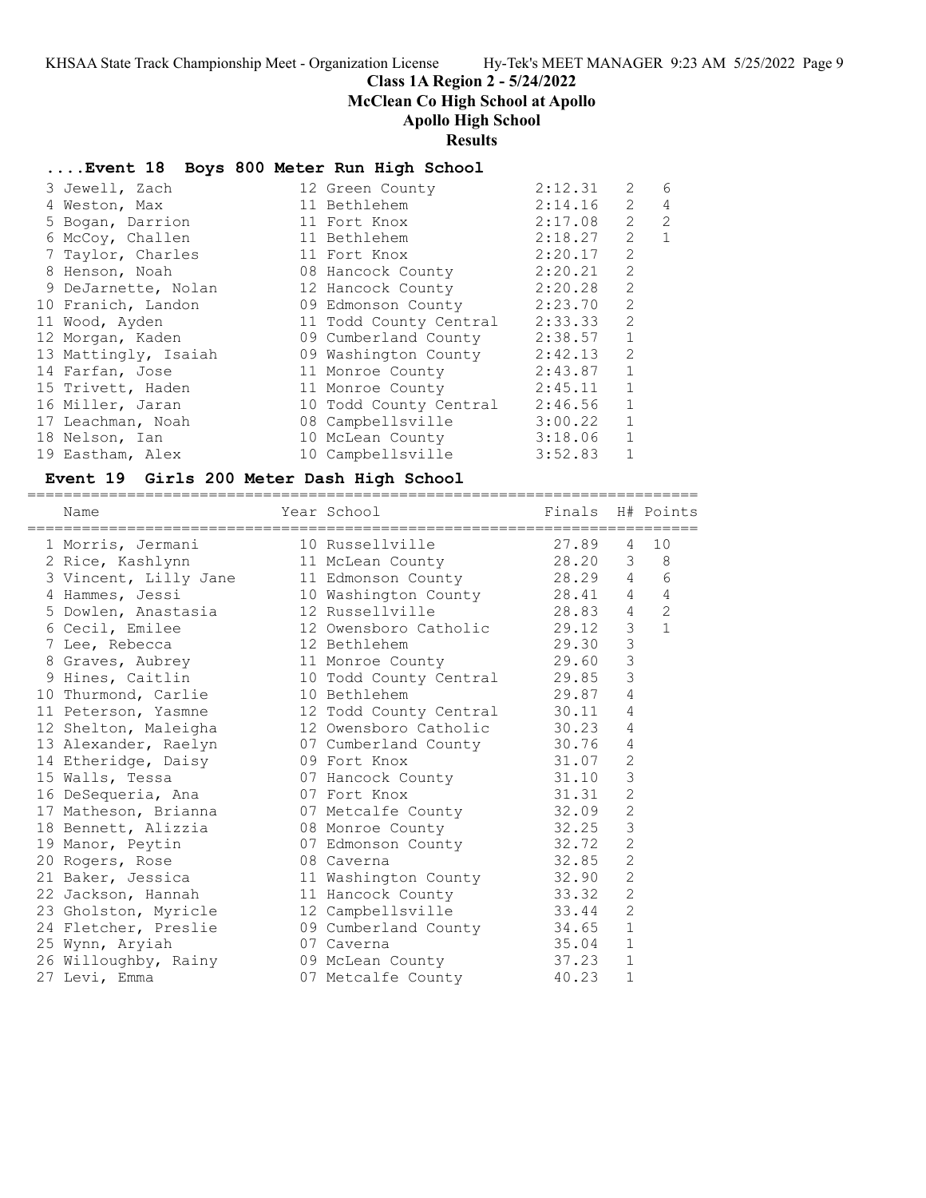## Class 1A Region 2 - 5/24/2022

**McClean Co High School at Apollo**

**Apollo High School**

**Results**

### ....Event 18 Boys 800 Meter Run High School

| Place | Name | Year | School | Finals | H# | Points |
|---|---|---|---|---|---|---|
| 3 | Jewell, Zach | 12 | Green County | 2:12.31 | 2 | 6 |
| 4 | Weston, Max | 11 | Bethlehem | 2:14.16 | 2 | 4 |
| 5 | Bogan, Darrion | 11 | Fort Knox | 2:17.08 | 2 | 2 |
| 6 | McCoy, Challen | 11 | Bethlehem | 2:18.27 | 2 | 1 |
| 7 | Taylor, Charles | 11 | Fort Knox | 2:20.17 | 2 | |
| 8 | Henson, Noah | 08 | Hancock County | 2:20.21 | 2 | |
| 9 | DeJarnette, Nolan | 12 | Hancock County | 2:20.28 | 2 | |
| 10 | Franich, Landon | 09 | Edmonson County | 2:23.70 | 2 | |
| 11 | Wood, Ayden | 11 | Todd County Central | 2:33.33 | 2 | |
| 12 | Morgan, Kaden | 09 | Cumberland County | 2:38.57 | 1 | |
| 13 | Mattingly, Isaiah | 09 | Washington County | 2:42.13 | 2 | |
| 14 | Farfan, Jose | 11 | Monroe County | 2:43.87 | 1 | |
| 15 | Trivett, Haden | 11 | Monroe County | 2:45.11 | 1 | |
| 16 | Miller, Jaran | 10 | Todd County Central | 2:46.56 | 1 | |
| 17 | Leachman, Noah | 08 | Campbellsville | 3:00.22 | 1 | |
| 18 | Nelson, Ian | 10 | McLean County | 3:18.06 | 1 | |
| 19 | Eastham, Alex | 10 | Campbellsville | 3:52.83 | 1 | |

### Event 19 Girls 200 Meter Dash High School

| Place | Name | Year | School | Finals | H# | Points |
|---|---|---|---|---|---|---|
| 1 | Morris, Jermani | 10 | Russellville | 27.89 | 4 | 10 |
| 2 | Rice, Kashlynn | 11 | McLean County | 28.20 | 3 | 8 |
| 3 | Vincent, Lilly Jane | 11 | Edmonson County | 28.29 | 4 | 6 |
| 4 | Hammes, Jessi | 10 | Washington County | 28.41 | 4 | 4 |
| 5 | Dowlen, Anastasia | 12 | Russellville | 28.83 | 4 | 2 |
| 6 | Cecil, Emilee | 12 | Owensboro Catholic | 29.12 | 3 | 1 |
| 7 | Lee, Rebecca | 12 | Bethlehem | 29.30 | 3 | |
| 8 | Graves, Aubrey | 11 | Monroe County | 29.60 | 3 | |
| 9 | Hines, Caitlin | 10 | Todd County Central | 29.85 | 3 | |
| 10 | Thurmond, Carlie | 10 | Bethlehem | 29.87 | 4 | |
| 11 | Peterson, Yasmne | 12 | Todd County Central | 30.11 | 4 | |
| 12 | Shelton, Maleigha | 12 | Owensboro Catholic | 30.23 | 4 | |
| 13 | Alexander, Raelyn | 07 | Cumberland County | 30.76 | 4 | |
| 14 | Etheridge, Daisy | 09 | Fort Knox | 31.07 | 2 | |
| 15 | Walls, Tessa | 07 | Hancock County | 31.10 | 3 | |
| 16 | DeSequeria, Ana | 07 | Fort Knox | 31.31 | 2 | |
| 17 | Matheson, Brianna | 07 | Metcalfe County | 32.09 | 2 | |
| 18 | Bennett, Alizzia | 08 | Monroe County | 32.25 | 3 | |
| 19 | Manor, Peytin | 07 | Edmonson County | 32.72 | 2 | |
| 20 | Rogers, Rose | 08 | Caverna | 32.85 | 2 | |
| 21 | Baker, Jessica | 11 | Washington County | 32.90 | 2 | |
| 22 | Jackson, Hannah | 11 | Hancock County | 33.32 | 2 | |
| 23 | Gholston, Myricle | 12 | Campbellsville | 33.44 | 2 | |
| 24 | Fletcher, Preslie | 09 | Cumberland County | 34.65 | 1 | |
| 25 | Wynn, Aryiah | 07 | Caverna | 35.04 | 1 | |
| 26 | Willoughby, Rainy | 09 | McLean County | 37.23 | 1 | |
| 27 | Levi, Emma | 07 | Metcalfe County | 40.23 | 1 | |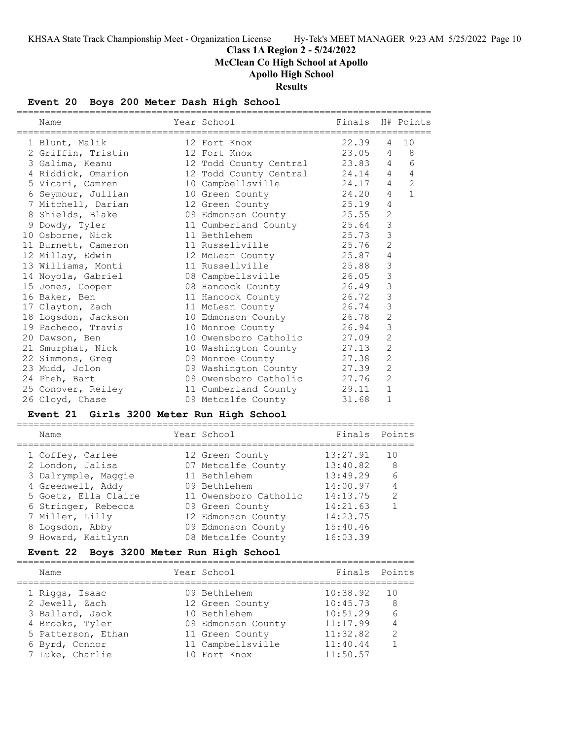# Class 1A Region 2 - 5/24/2022

## McClean Co High School at Apollo

## Apollo High School

## Results

### Event 20 Boys 200 Meter Dash High School

| | Name | Year | School | Finals | H# | Points |
|---|---|---|---|---|---|---|
| 1 | Blunt, Malik | 12 | Fort Knox | 22.39 | 4 | 10 |
| 2 | Griffin, Tristin | 12 | Fort Knox | 23.05 | 4 | 8 |
| 3 | Galima, Keanu | 12 | Todd County Central | 23.83 | 4 | 6 |
| 4 | Riddick, Omarion | 12 | Todd County Central | 24.14 | 4 | 4 |
| 5 | Vicari, Camren | 10 | Campbellsville | 24.17 | 4 | 2 |
| 6 | Seymour, Jullian | 10 | Green County | 24.20 | 4 | 1 |
| 7 | Mitchell, Darian | 12 | Green County | 25.19 | 4 | |
| 8 | Shields, Blake | 09 | Edmonson County | 25.55 | 2 | |
| 9 | Dowdy, Tyler | 11 | Cumberland County | 25.64 | 3 | |
| 10 | Osborne, Nick | 11 | Bethlehem | 25.73 | 3 | |
| 11 | Burnett, Cameron | 11 | Russellville | 25.76 | 2 | |
| 12 | Millay, Edwin | 12 | McLean County | 25.87 | 4 | |
| 13 | Williams, Monti | 11 | Russellville | 25.88 | 3 | |
| 14 | Noyola, Gabriel | 08 | Campbellsville | 26.05 | 3 | |
| 15 | Jones, Cooper | 08 | Hancock County | 26.49 | 3 | |
| 16 | Baker, Ben | 11 | Hancock County | 26.72 | 3 | |
| 17 | Clayton, Zach | 11 | McLean County | 26.74 | 3 | |
| 18 | Logsdon, Jackson | 10 | Edmonson County | 26.78 | 2 | |
| 19 | Pacheco, Travis | 10 | Monroe County | 26.94 | 3 | |
| 20 | Dawson, Ben | 10 | Owensboro Catholic | 27.09 | 2 | |
| 21 | Smurphat, Nick | 10 | Washington County | 27.13 | 2 | |
| 22 | Simmons, Greg | 09 | Monroe County | 27.38 | 2 | |
| 23 | Mudd, Jolon | 09 | Washington County | 27.39 | 2 | |
| 24 | Pheh, Bart | 09 | Owensboro Catholic | 27.76 | 2 | |
| 25 | Conover, Reiley | 11 | Cumberland County | 29.11 | 1 | |
| 26 | Cloyd, Chase | 09 | Metcalfe County | 31.68 | 1 | |

### Event 21 Girls 3200 Meter Run High School

| | Name | Year | School | Finals | Points |
|---|---|---|---|---|---|
| 1 | Coffey, Carlee | 12 | Green County | 13:27.91 | 10 |
| 2 | London, Jalisa | 07 | Metcalfe County | 13:40.82 | 8 |
| 3 | Dalrymple, Maggie | 11 | Bethlehem | 13:49.29 | 6 |
| 4 | Greenwell, Addy | 09 | Bethlehem | 14:00.97 | 4 |
| 5 | Goetz, Ella Claire | 11 | Owensboro Catholic | 14:13.75 | 2 |
| 6 | Stringer, Rebecca | 09 | Green County | 14:21.63 | 1 |
| 7 | Miller, Lilly | 12 | Edmonson County | 14:23.75 | |
| 8 | Logsdon, Abby | 09 | Edmonson County | 15:40.46 | |
| 9 | Howard, Kaitlynn | 08 | Metcalfe County | 16:03.39 | |

### Event 22 Boys 3200 Meter Run High School

| | Name | Year | School | Finals | Points |
|---|---|---|---|---|---|
| 1 | Riggs, Isaac | 09 | Bethlehem | 10:38.92 | 10 |
| 2 | Jewell, Zach | 12 | Green County | 10:45.73 | 8 |
| 3 | Ballard, Jack | 10 | Bethlehem | 10:51.29 | 6 |
| 4 | Brooks, Tyler | 09 | Edmonson County | 11:17.99 | 4 |
| 5 | Patterson, Ethan | 11 | Green County | 11:32.82 | 2 |
| 6 | Byrd, Connor | 11 | Campbellsville | 11:40.44 | 1 |
| 7 | Luke, Charlie | 10 | Fort Knox | 11:50.57 | |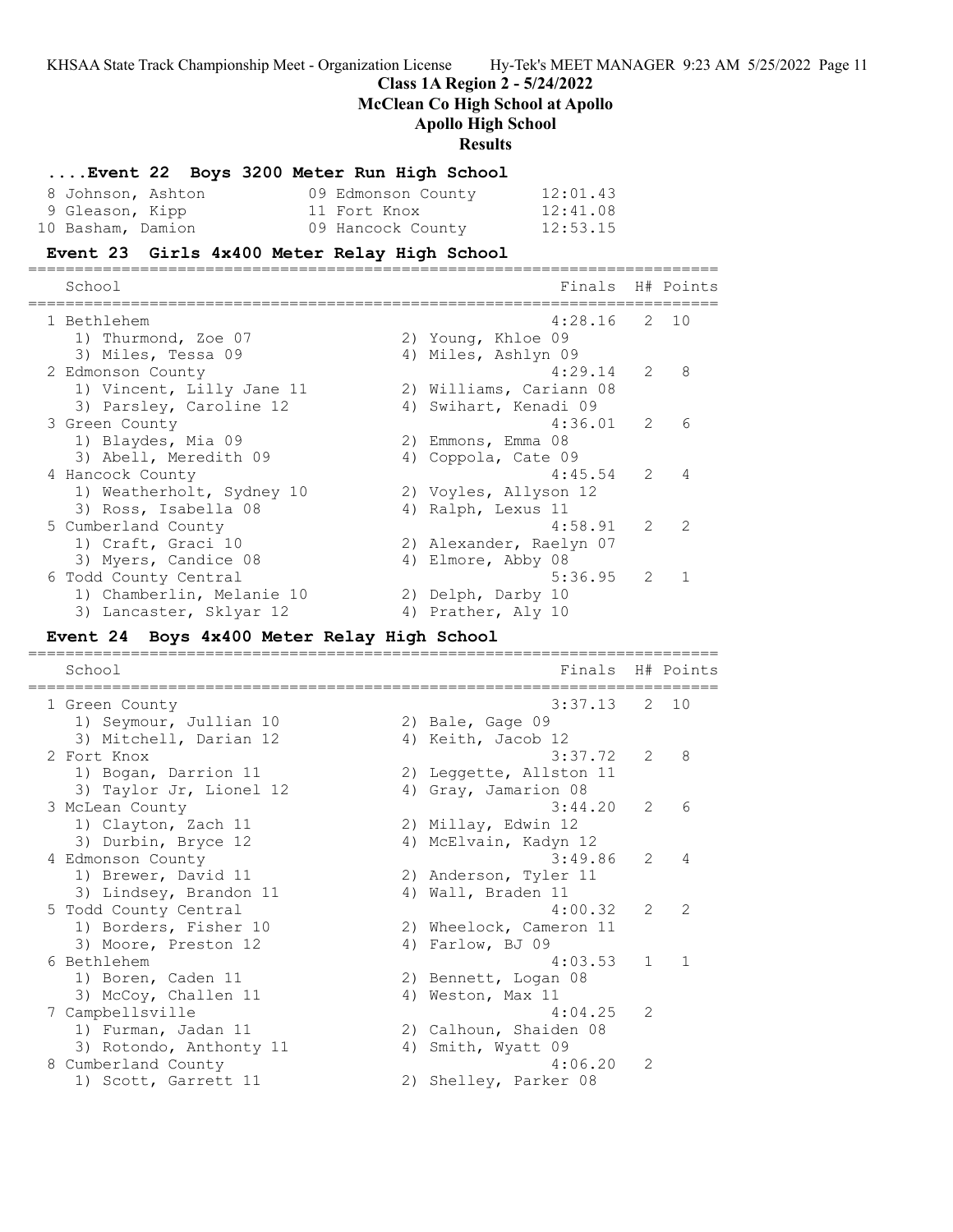## Class 1A Region 2 - 5/24/2022
## McClean Co High School at Apollo
## Apollo High School
## Results

### ....Event 22 Boys 3200 Meter Run High School

| Place | Name | Yr | School | Finals |
|---|---|---|---|---|
| 8 | Johnson, Ashton | 09 | Edmonson County | 12:01.43 |
| 9 | Gleason, Kipp | 11 | Fort Knox | 12:41.08 |
| 10 | Basham, Damion | 09 | Hancock County | 12:53.15 |

### Event 23 Girls 4x400 Meter Relay High School

| Place | School | Finals | H# | Points |
|---|---|---|---|---|
| 1 | Bethlehem | 4:28.16 | 2 | 10 |
| | 1) Thurmond, Zoe 07; 2) Young, Khloe 09; 3) Miles, Tessa 09; 4) Miles, Ashlyn 09 | | | |
| 2 | Edmonson County | 4:29.14 | 2 | 8 |
| | 1) Vincent, Lilly Jane 11; 2) Williams, Cariann 08; 3) Parsley, Caroline 12; 4) Swihart, Kenadi 09 | | | |
| 3 | Green County | 4:36.01 | 2 | 6 |
| | 1) Blaydes, Mia 09; 2) Emmons, Emma 08; 3) Abell, Meredith 09; 4) Coppola, Cate 09 | | | |
| 4 | Hancock County | 4:45.54 | 2 | 4 |
| | 1) Weatherholt, Sydney 10; 2) Voyles, Allyson 12; 3) Ross, Isabella 08; 4) Ralph, Lexus 11 | | | |
| 5 | Cumberland County | 4:58.91 | 2 | 2 |
| | 1) Craft, Graci 10; 2) Alexander, Raelyn 07; 3) Myers, Candice 08; 4) Elmore, Abby 08 | | | |
| 6 | Todd County Central | 5:36.95 | 2 | 1 |
| | 1) Chamberlin, Melanie 10; 2) Delph, Darby 10; 3) Lancaster, Sklyar 12; 4) Prather, Aly 10 | | | |

### Event 24 Boys 4x400 Meter Relay High School

| Place | School | Finals | H# | Points |
|---|---|---|---|---|
| 1 | Green County | 3:37.13 | 2 | 10 |
| | 1) Seymour, Jullian 10; 2) Bale, Gage 09; 3) Mitchell, Darian 12; 4) Keith, Jacob 12 | | | |
| 2 | Fort Knox | 3:37.72 | 2 | 8 |
| | 1) Bogan, Darrion 11; 2) Leggette, Allston 11; 3) Taylor Jr, Lionel 12; 4) Gray, Jamarion 08 | | | |
| 3 | McLean County | 3:44.20 | 2 | 6 |
| | 1) Clayton, Zach 11; 2) Millay, Edwin 12; 3) Durbin, Bryce 12; 4) McElvain, Kadyn 12 | | | |
| 4 | Edmonson County | 3:49.86 | 2 | 4 |
| | 1) Brewer, David 11; 2) Anderson, Tyler 11; 3) Lindsey, Brandon 11; 4) Wall, Braden 11 | | | |
| 5 | Todd County Central | 4:00.32 | 2 | 2 |
| | 1) Borders, Fisher 10; 2) Wheelock, Cameron 11; 3) Moore, Preston 12; 4) Farlow, BJ 09 | | | |
| 6 | Bethlehem | 4:03.53 | 1 | 1 |
| | 1) Boren, Caden 11; 2) Bennett, Logan 08; 3) McCoy, Challen 11; 4) Weston, Max 11 | | | |
| 7 | Campbellsville | 4:04.25 | 2 | |
| | 1) Furman, Jadan 11; 2) Calhoun, Shaiden 08; 3) Rotondo, Anthony 11; 4) Smith, Wyatt 09 | | | |
| 8 | Cumberland County | 4:06.20 | 2 | |
| | 1) Scott, Garrett 11; 2) Shelley, Parker 08 | | | |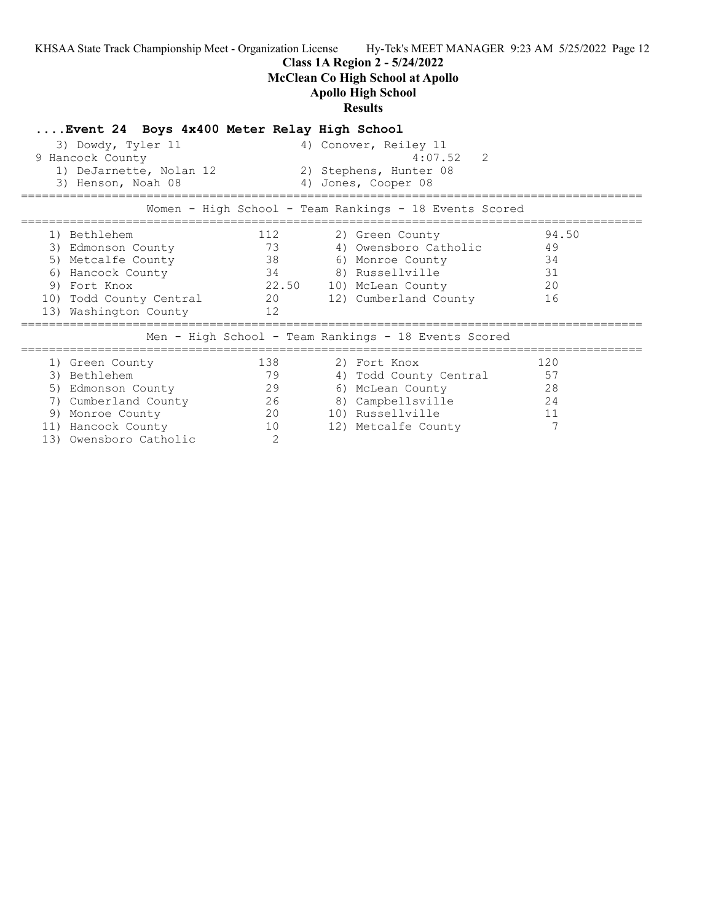**Class 1A Region 2 - 5/24/2022**

**McClean Co High School at Apollo**

**Apollo High School**

**Results**

### ....Event 24 Boys 4x400 Meter Relay High School

```
   3) Dowdy, Tyler 11                  4) Conover, Reiley 11
 9 Hancock County                                 4:07.52   2
   1) DeJarnette, Nolan 12             2) Stephens, Hunter 08
   3) Henson, Noah 08                  4) Jones, Cooper 08
```

### Women - High School - Team Rankings - 18 Events Scored

| | | | |
|---|---|---|---|
| 1) Bethlehem | 112 | 2) Green County | 94.50 |
| 3) Edmonson County | 73 | 4) Owensboro Catholic | 49 |
| 5) Metcalfe County | 38 | 6) Monroe County | 34 |
| 6) Hancock County | 34 | 8) Russellville | 31 |
| 9) Fort Knox | 22.50 | 10) McLean County | 20 |
| 10) Todd County Central | 20 | 12) Cumberland County | 16 |
| 13) Washington County | 12 | | |

### Men - High School - Team Rankings - 18 Events Scored

| | | | |
|---|---|---|---|
| 1) Green County | 138 | 2) Fort Knox | 120 |
| 3) Bethlehem | 79 | 4) Todd County Central | 57 |
| 5) Edmonson County | 29 | 6) McLean County | 28 |
| 7) Cumberland County | 26 | 8) Campbellsville | 24 |
| 9) Monroe County | 20 | 10) Russellville | 11 |
| 11) Hancock County | 10 | 12) Metcalfe County | 7 |
| 13) Owensboro Catholic | 2 | | |